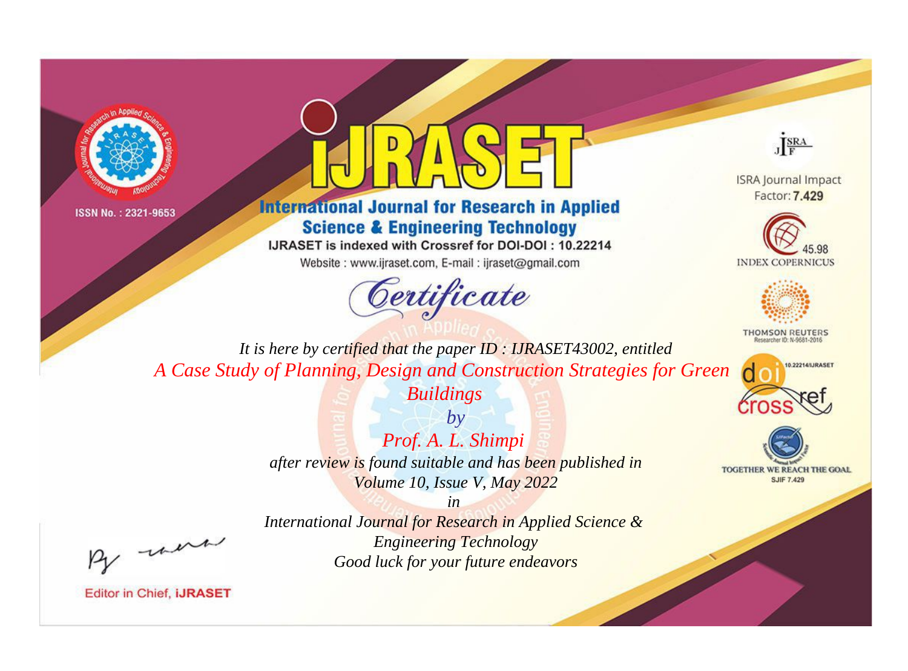ISSN No. : 2321-9653

# IJRASET

## International Journal for Research in Applied Science & Engineering Technology

IJRASET is indexed with Crossref for DOI-DOI : 10.22214

Website : www.ijraset.com, E-mail : ijraset@gmail.com

ISRA Journal Impact Factor: **7.429**

45.98 INDEX COPERNICUS

THOMSON REUTERS Researcher ID: N-9681-2016

10.22214/IJRASET

TOGETHER WE REACH THE GOAL SJIF 7.429

# *Certificate*

*It is here by certified that the paper ID : IJRASET43002, entitled*

*A Case Study of Planning, Design and Construction Strategies for Green Buildings*

*by*

*Prof. A. L. Shimpi*

*after review is found suitable and has been published in*

*Volume 10, Issue V, May 2022*

*in*

*International Journal for Research in Applied Science & Engineering Technology*

*Good luck for your future endeavors*

Editor in Chief, **iJRASET**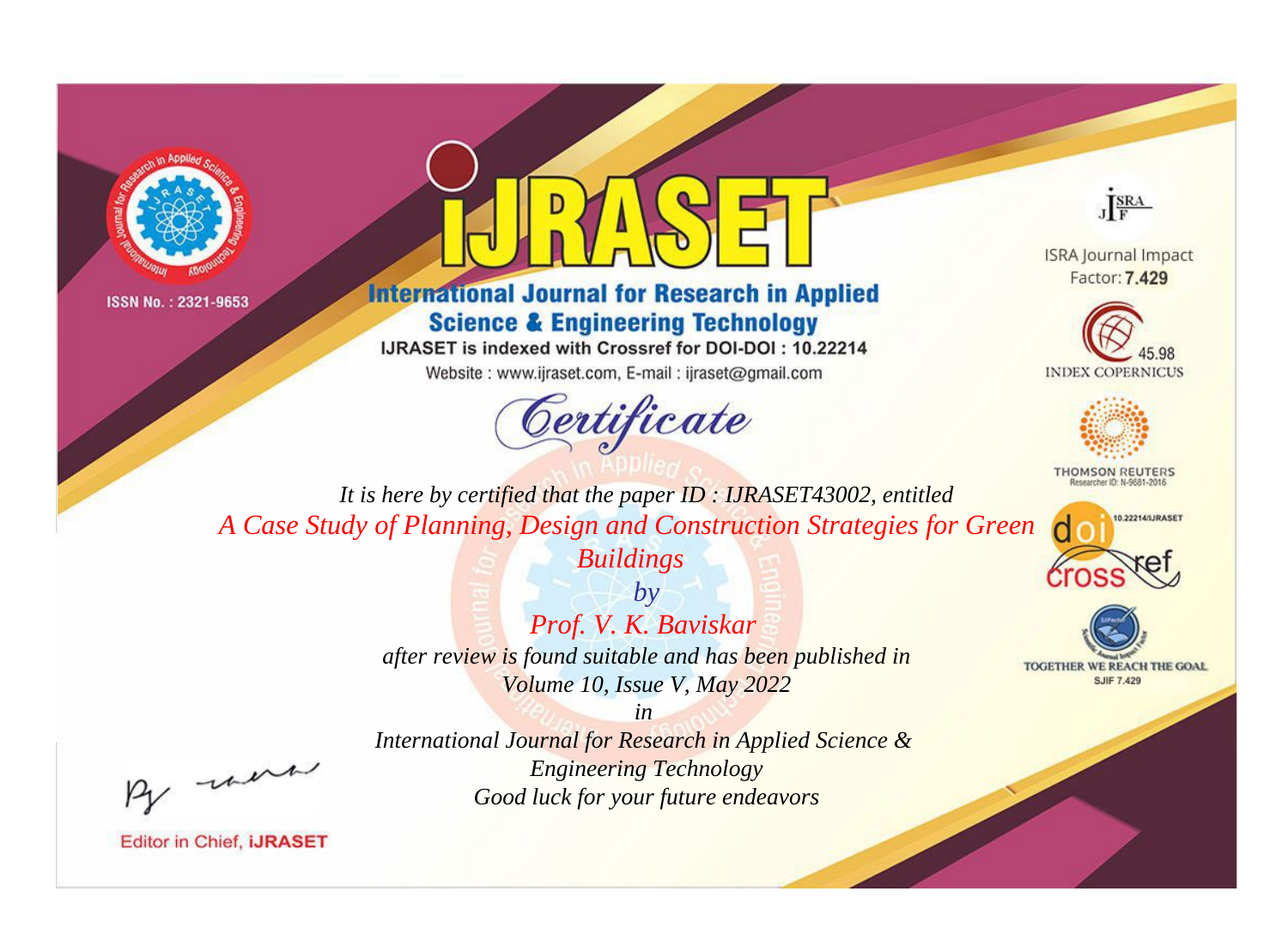ISSN No. : 2321-9653

# iJRASET

## International Journal for Research in Applied Science & Engineering Technology

IJRASET is indexed with Crossref for DOI-DOI : 10.22214

Website : www.ijraset.com, E-mail : ijraset@gmail.com

ISRA Journal Impact Factor: **7.429**

45.98 INDEX COPERNICUS

THOMSON REUTERS Researcher ID: N-9681-2016

10.22214/IJRASET

TOGETHER WE REACH THE GOAL SJIF 7.429

# Certificate

*It is here by certified that the paper ID : IJRASET43002, entitled*

*A Case Study of Planning, Design and Construction Strategies for Green Buildings*

*by*

*Prof. V. K. Baviskar*

*after review is found suitable and has been published in*

*Volume 10, Issue V, May 2022*

*in*

*International Journal for Research in Applied Science & Engineering Technology*

*Good luck for your future endeavors*

Editor in Chief, **iJRASET**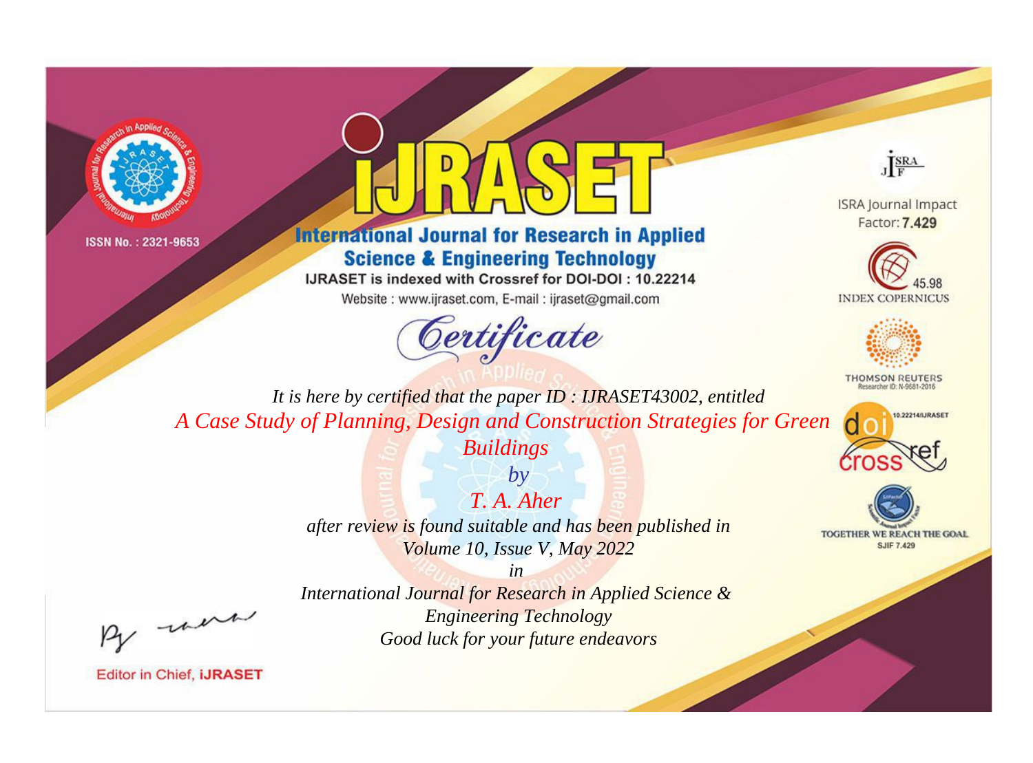ISSN No. : 2321-9653

# iJRASET

## International Journal for Research in Applied Science & Engineering Technology

IJRASET is indexed with Crossref for DOI-DOI : 10.22214

Website : www.ijraset.com, E-mail : ijraset@gmail.com

ISRA Journal Impact Factor: **7.429**

45.98 INDEX COPERNICUS

THOMSON REUTERS Researcher ID: N-9681-2016

10.22214/IJRASET

TOGETHER WE REACH THE GOAL SJIF 7.429

*Certificate*

*It is here by certified that the paper ID : IJRASET43002, entitled*

*A Case Study of Planning, Design and Construction Strategies for Green Buildings*

*by*

*T. A. Aher*

*after review is found suitable and has been published in*

*Volume 10, Issue V, May 2022*

*in*

*International Journal for Research in Applied Science & Engineering Technology*

*Good luck for your future endeavors*

Editor in Chief, **iJRASET**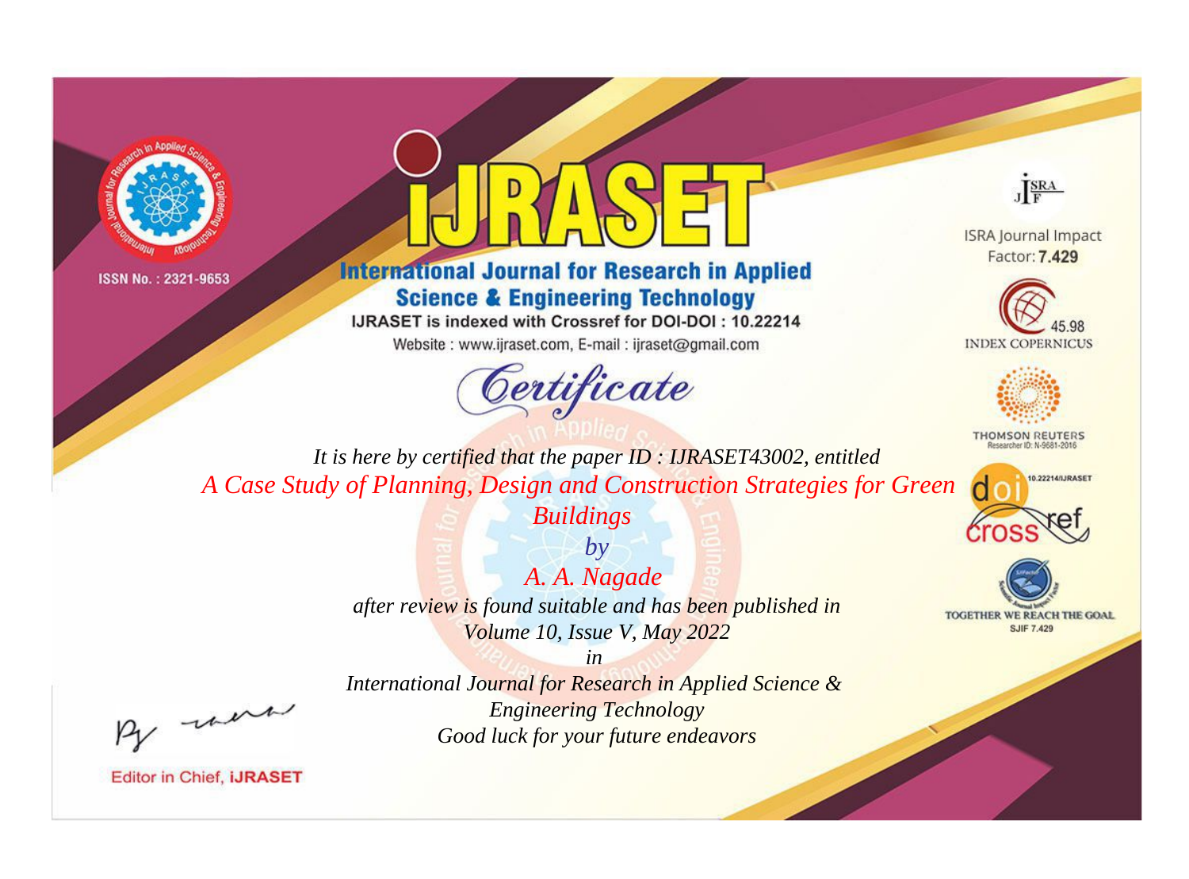ISSN No. : 2321-9653

# iJRASET

## International Journal for Research in Applied Science & Engineering Technology

IJRASET is indexed with Crossref for DOI-DOI : 10.22214

Website : www.ijraset.com, E-mail : ijraset@gmail.com

ISRA Journal Impact Factor: **7.429**

45.98 INDEX COPERNICUS

THOMSON REUTERS Researcher ID: N-9681-2016

10.22214/IJRASET

TOGETHER WE REACH THE GOAL SJIF 7.429

*Certificate*

*It is here by certified that the paper ID : IJRASET43002, entitled*

*A Case Study of Planning, Design and Construction Strategies for Green Buildings*

*by*

*A. A. Nagade*

*after review is found suitable and has been published in*

*Volume 10, Issue V, May 2022*

*in*

*International Journal for Research in Applied Science & Engineering Technology*

*Good luck for your future endeavors*

Editor in Chief, iJRASET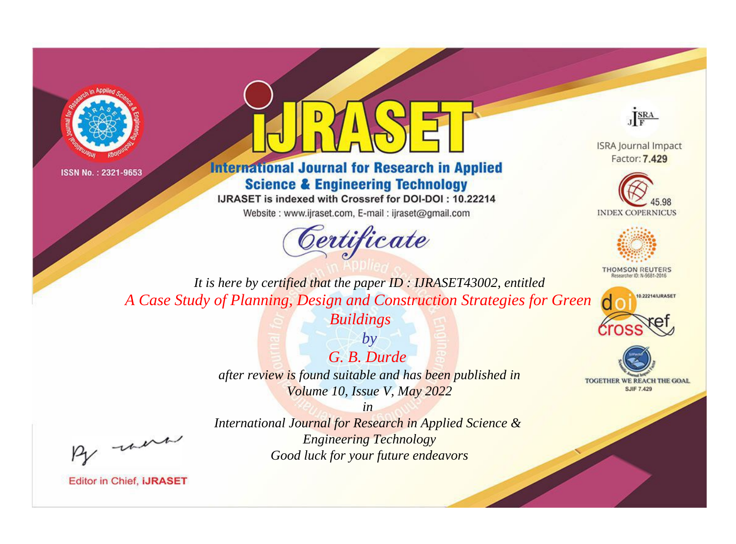ISSN No. : 2321-9653

# iJRASET

## International Journal for Research in Applied Science & Engineering Technology

IJRASET is indexed with Crossref for DOI-DOI : 10.22214

Website : www.ijraset.com, E-mail : ijraset@gmail.com

ISRA Journal Impact Factor: **7.429**

45.98 INDEX COPERNICUS

THOMSON REUTERS Researcher ID: N-9681-2016

10.22214/IJRASET

TOGETHER WE REACH THE GOAL SJIF 7.429

# *Certificate*

*It is here by certified that the paper ID : IJRASET43002, entitled*

*A Case Study of Planning, Design and Construction Strategies for Green Buildings*

*by*

*G. B. Durde*

*after review is found suitable and has been published in*

*Volume 10, Issue V, May 2022*

*in*

*International Journal for Research in Applied Science & Engineering Technology*

*Good luck for your future endeavors*

Editor in Chief, **iJRASET**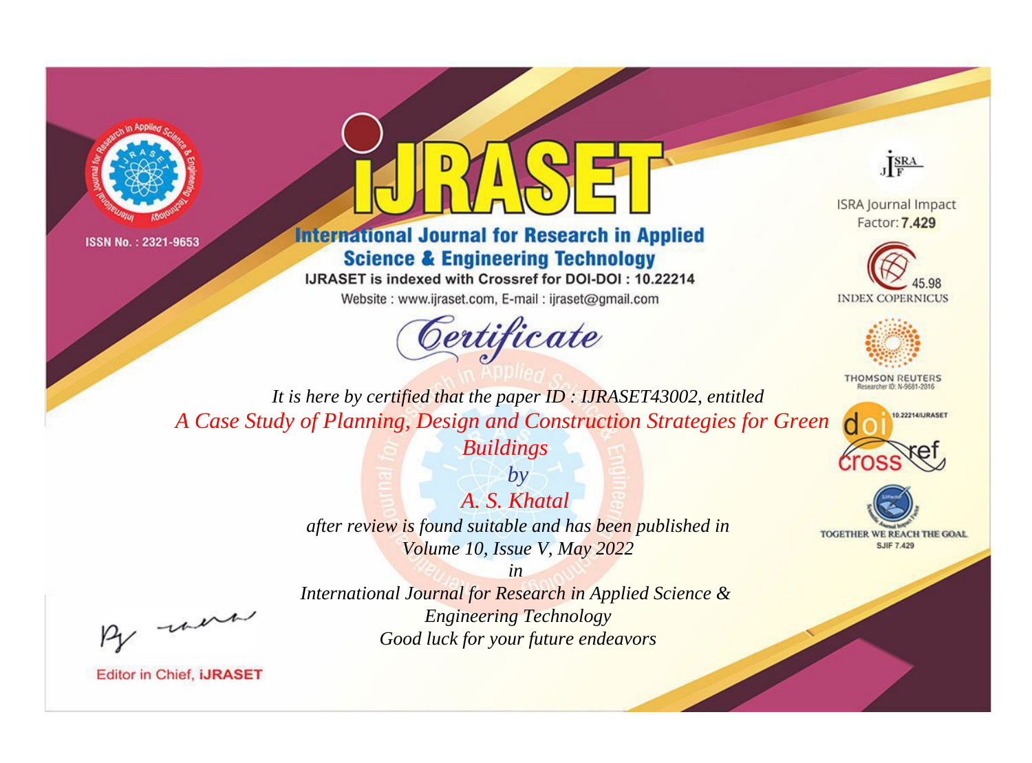ISSN No. : 2321-9653

# iJRASET

## International Journal for Research in Applied Science & Engineering Technology

IJRASET is indexed with Crossref for DOI-DOI : 10.22214

Website : www.ijraset.com, E-mail : ijraset@gmail.com

ISRA Journal Impact Factor: **7.429**

45.98 INDEX COPERNICUS

THOMSON REUTERS Researcher ID: N-9681-2016

10.22214/IJRASET

TOGETHER WE REACH THE GOAL SJIF 7.429

*Certificate*

*It is here by certified that the paper ID : IJRASET43002, entitled*

*A Case Study of Planning, Design and Construction Strategies for Green Buildings*

*by*

*A. S. Khatal*

*after review is found suitable and has been published in*

*Volume 10, Issue V, May 2022*

*in*

*International Journal for Research in Applied Science & Engineering Technology*

*Good luck for your future endeavors*

Editor in Chief, **iJRASET**